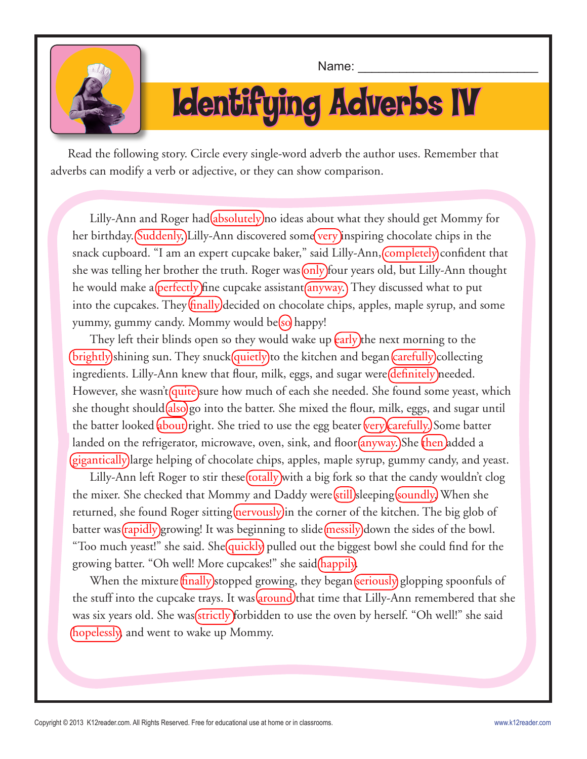Name: ___________________________

# Identifying Adverbs IV

Read the following story. Circle every single-word adverb the author uses. Remember that adverbs can modify a verb or adjective, or they can show comparison.

Lilly-Ann and Roger had absolutely no ideas about what they should get Mommy for her birthday. Suddenly, Lilly-Ann discovered some very inspiring chocolate chips in the snack cupboard. "I am an expert cupcake baker," said Lilly-Ann, completely confident that she was telling her brother the truth. Roger was only four years old, but Lilly-Ann thought he would make a perfectly fine cupcake assistant anyway. They discussed what to put into the cupcakes. They finally decided on chocolate chips, apples, maple syrup, and some yummy, gummy candy. Mommy would be so happy!

They left their blinds open so they would wake up early the next morning to the brightly shining sun. They snuck quietly to the kitchen and began carefully collecting ingredients. Lilly-Ann knew that flour, milk, eggs, and sugar were definitely needed. However, she wasn't quite sure how much of each she needed. She found some yeast, which she thought should also go into the batter. She mixed the flour, milk, eggs, and sugar until the batter looked about right. She tried to use the egg beater very carefully. Some batter landed on the refrigerator, microwave, oven, sink, and floor anyway. She then added a gigantically large helping of chocolate chips, apples, maple syrup, gummy candy, and yeast.

Lilly-Ann left Roger to stir these totally with a big fork so that the candy wouldn't clog the mixer. She checked that Mommy and Daddy were still sleeping soundly. When she returned, she found Roger sitting nervously in the corner of the kitchen. The big glob of batter was rapidly growing! It was beginning to slide messily down the sides of the bowl. "Too much yeast!" she said. She quickly pulled out the biggest bowl she could find for the growing batter. "Oh well! More cupcakes!" she said happily.

When the mixture finally stopped growing, they began seriously glopping spoonfuls of the stuff into the cupcake trays. It was around that time that Lilly-Ann remembered that she was six years old. She was strictly forbidden to use the oven by herself. "Oh well!" she said hopelessly, and went to wake up Mommy.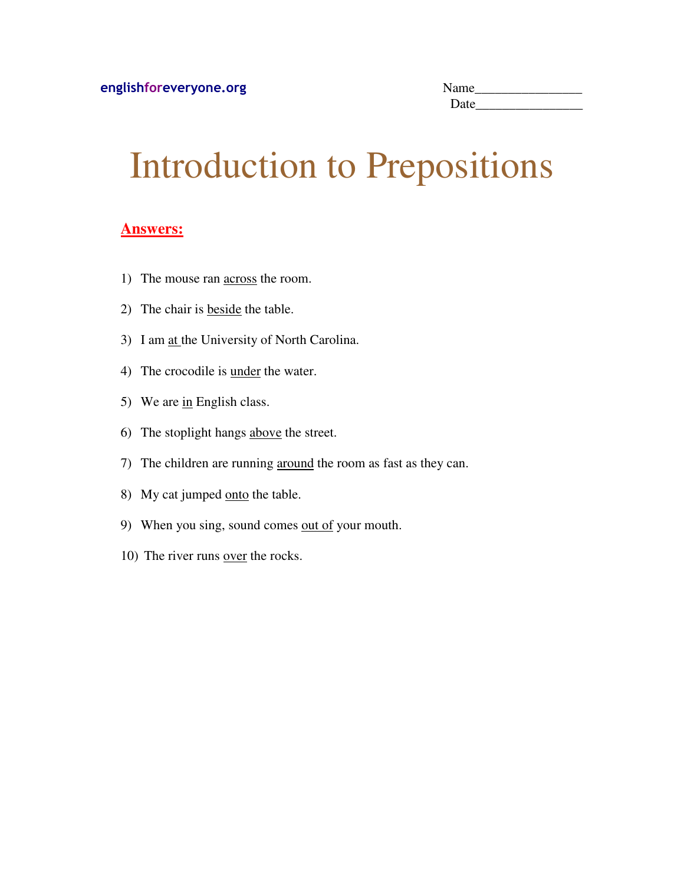englishforeveryone.org

Name________________
Date________________

# Introduction to Prepositions

**Answers:**

1) The mouse ran <u>across</u> the room.
2) The chair is <u>beside</u> the table.
3) I am <u>at</u> the University of North Carolina.
4) The crocodile is <u>under</u> the water.
5) We are <u>in</u> English class.
6) The stoplight hangs <u>above</u> the street.
7) The children are running <u>around</u> the room as fast as they can.
8) My cat jumped <u>onto</u> the table.
9) When you sing, sound comes <u>out of</u> your mouth.
10) The river runs <u>over</u> the rocks.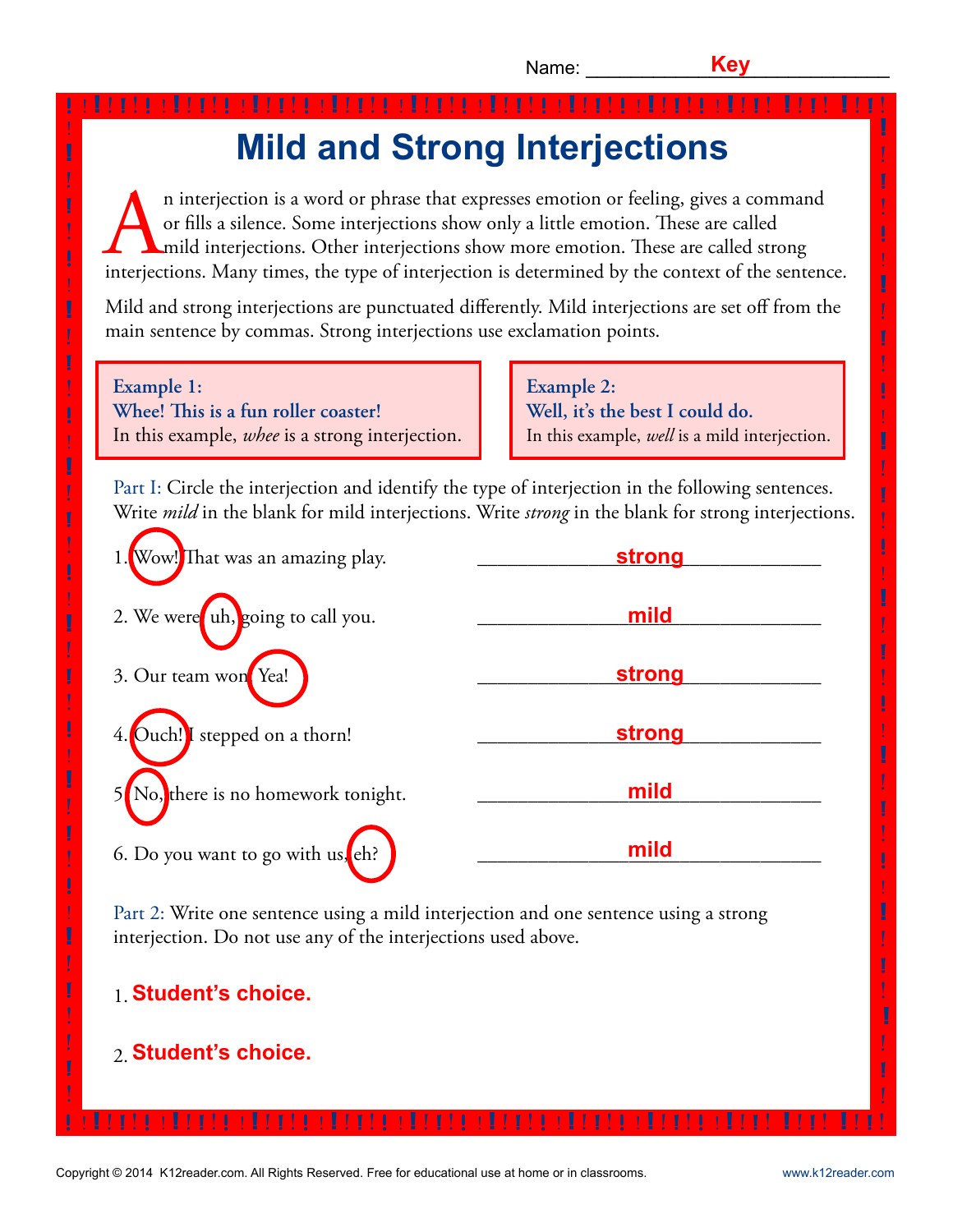Name: Key

# Mild and Strong Interjections

An interjection is a word or phrase that expresses emotion or feeling, gives a command or fills a silence. Some interjections show only a little emotion. These are called mild interjections. Other interjections show more emotion. These are called strong interjections. Many times, the type of interjection is determined by the context of the sentence.

Mild and strong interjections are punctuated differently. Mild interjections are set off from the main sentence by commas. Strong interjections use exclamation points.

**Example 1:**
**Whee! This is a fun roller coaster!**
In this example, *whee* is a strong interjection.

**Example 2:**
**Well, it's the best I could do.**
In this example, *well* is a mild interjection.

Part I: Circle the interjection and identify the type of interjection in the following sentences. Write *mild* in the blank for mild interjections. Write *strong* in the blank for strong interjections.

1. Wow! That was an amazing play. ______strong______
2. We were uh, going to call you. ______mild______
3. Our team won. Yea! ______strong______
4. Ouch! I stepped on a thorn! ______strong______
5. No, there is no homework tonight. ______mild______
6. Do you want to go with us, eh? ______mild______

Part 2: Write one sentence using a mild interjection and one sentence using a strong interjection. Do not use any of the interjections used above.

1. Student's choice.

2. Student's choice.

Copyright © 2014 K12reader.com. All Rights Reserved. Free for educational use at home or in classrooms. www.k12reader.com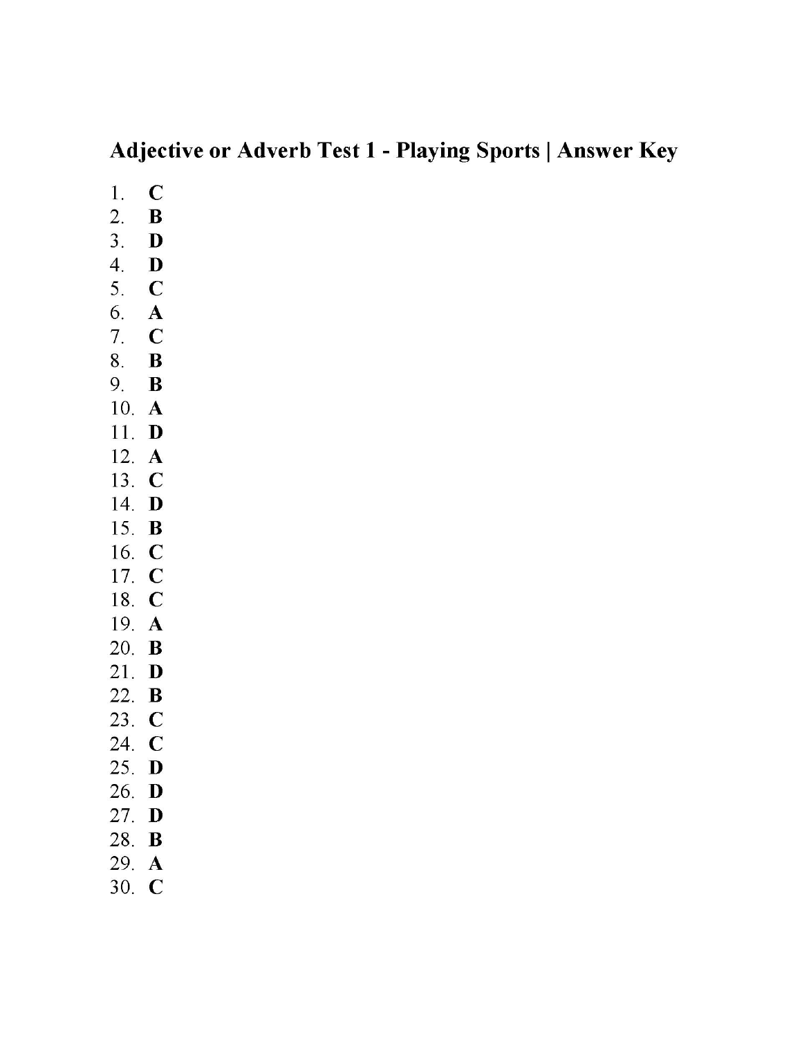# Adjective or Adverb Test 1 - Playing Sports | Answer Key

1. **C**
2. **B**
3. **D**
4. **D**
5. **C**
6. **A**
7. **C**
8. **B**
9. **B**
10. **A**
11. **D**
12. **A**
13. **C**
14. **D**
15. **B**
16. **C**
17. **C**
18. **C**
19. **A**
20. **B**
21. **D**
22. **B**
23. **C**
24. **C**
25. **D**
26. **D**
27. **D**
28. **B**
29. **A**
30. **C**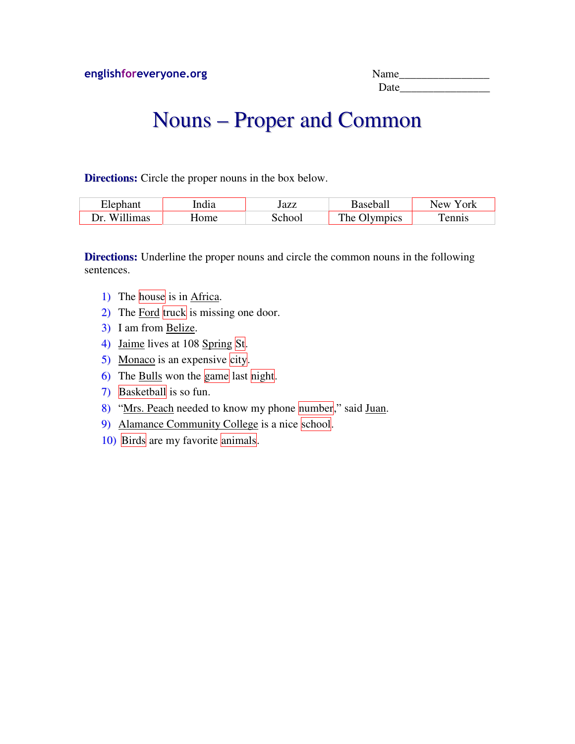englishforeveryone.org

Name________________
Date________________

# Nouns – Proper and Common

**Directions:** Circle the proper nouns in the box below.

| Elephant | India | Jazz | Baseball | New York |
|---|---|---|---|---|
| Dr. Willimas | Home | School | The Olympics | Tennis |

**Directions:** Underline the proper nouns and circle the common nouns in the following sentences.

1) The house is in Africa.
2) The Ford truck is missing one door.
3) I am from Belize.
4) Jaime lives at 108 Spring St.
5) Monaco is an expensive city.
6) The Bulls won the game last night.
7) Basketball is so fun.
8) "Mrs. Peach needed to know my phone number," said Juan.
9) Alamance Community College is a nice school.
10) Birds are my favorite animals.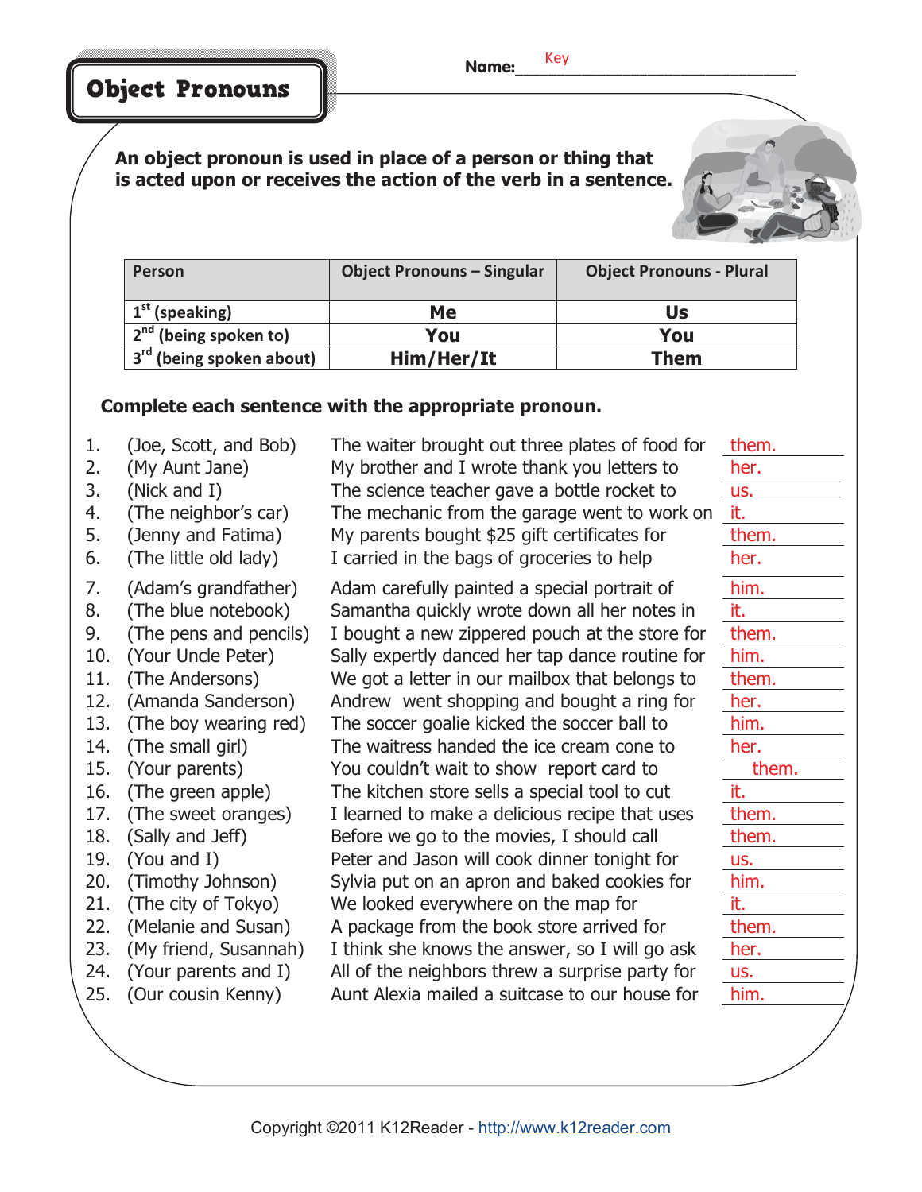# Object Pronouns

Name: Key

**An object pronoun is used in place of a person or thing that is acted upon or receives the action of the verb in a sentence.**

| Person | Object Pronouns – Singular | Object Pronouns - Plural |
|---|---|---|
| 1st (speaking) | Me | Us |
| 2nd (being spoken to) | You | You |
| 3rd (being spoken about) | Him/Her/It | Them |

**Complete each sentence with the appropriate pronoun.**

1. (Joe, Scott, and Bob) The waiter brought out three plates of food for them.
2. (My Aunt Jane) My brother and I wrote thank you letters to her.
3. (Nick and I) The science teacher gave a bottle rocket to us.
4. (The neighbor's car) The mechanic from the garage went to work on it.
5. (Jenny and Fatima) My parents bought $25 gift certificates for them.
6. (The little old lady) I carried in the bags of groceries to help her.
7. (Adam's grandfather) Adam carefully painted a special portrait of him.
8. (The blue notebook) Samantha quickly wrote down all her notes in it.
9. (The pens and pencils) I bought a new zippered pouch at the store for them.
10. (Your Uncle Peter) Sally expertly danced her tap dance routine for him.
11. (The Andersons) We got a letter in our mailbox that belongs to them.
12. (Amanda Sanderson) Andrew went shopping and bought a ring for her.
13. (The boy wearing red) The soccer goalie kicked the soccer ball to him.
14. (The small girl) The waitress handed the ice cream cone to her.
15. (Your parents) You couldn't wait to show report card to them.
16. (The green apple) The kitchen store sells a special tool to cut it.
17. (The sweet oranges) I learned to make a delicious recipe that uses them.
18. (Sally and Jeff) Before we go to the movies, I should call them.
19. (You and I) Peter and Jason will cook dinner tonight for us.
20. (Timothy Johnson) Sylvia put on an apron and baked cookies for him.
21. (The city of Tokyo) We looked everywhere on the map for it.
22. (Melanie and Susan) A package from the book store arrived for them.
23. (My friend, Susannah) I think she knows the answer, so I will go ask her.
24. (Your parents and I) All of the neighbors threw a surprise party for us.
25. (Our cousin Kenny) Aunt Alexia mailed a suitcase to our house for him.

Copyright ©2011 K12Reader - http://www.k12reader.com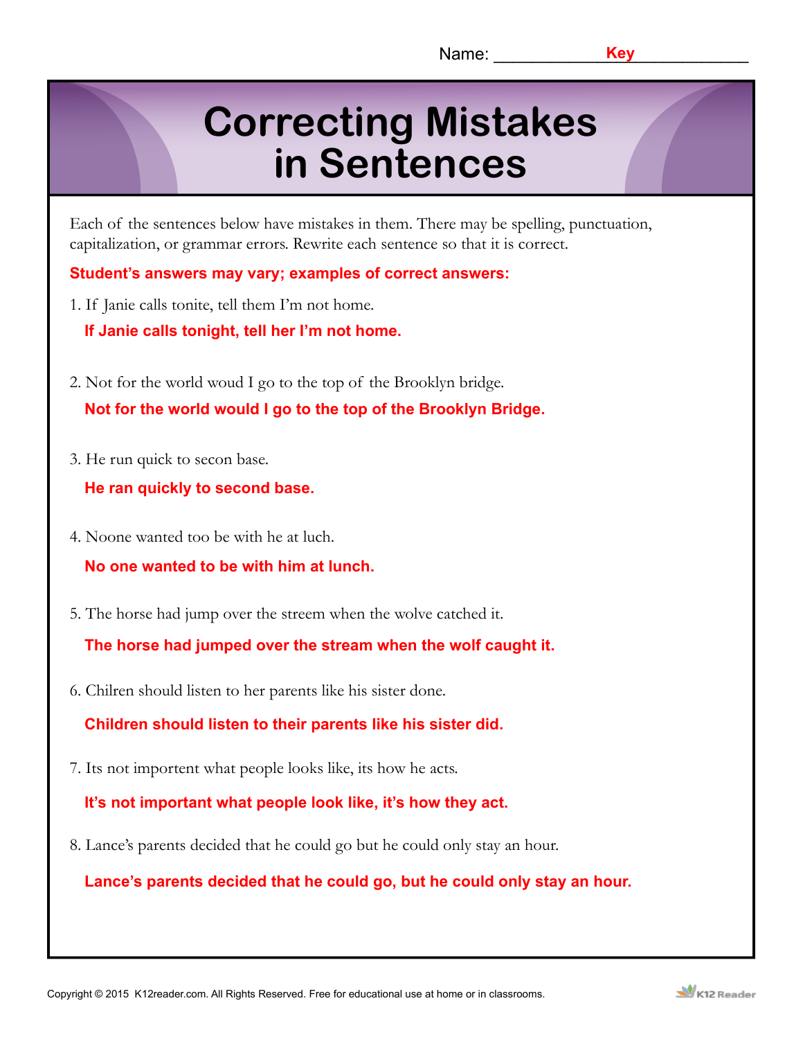Name: Key

# Correcting Mistakes in Sentences

Each of the sentences below have mistakes in them. There may be spelling, punctuation, capitalization, or grammar errors. Rewrite each sentence so that it is correct.

**Student's answers may vary; examples of correct answers:**

1. If Janie calls tonite, tell them I'm not home.

   **If Janie calls tonight, tell her I'm not home.**

2. Not for the world woud I go to the top of the Brooklyn bridge.

   **Not for the world would I go to the top of the Brooklyn Bridge.**

3. He run quick to secon base.

   **He ran quickly to second base.**

4. Noone wanted too be with he at luch.

   **No one wanted to be with him at lunch.**

5. The horse had jump over the streem when the wolve catched it.

   **The horse had jumped over the stream when the wolf caught it.**

6. Chilren should listen to her parents like his sister done.

   **Children should listen to their parents like his sister did.**

7. Its not importent what people looks like, its how he acts.

   **It's not important what people look like, it's how they act.**

8. Lance's parents decided that he could go but he could only stay an hour.

   **Lance's parents decided that he could go, but he could only stay an hour.**

Copyright © 2015 K12reader.com. All Rights Reserved. Free for educational use at home or in classrooms.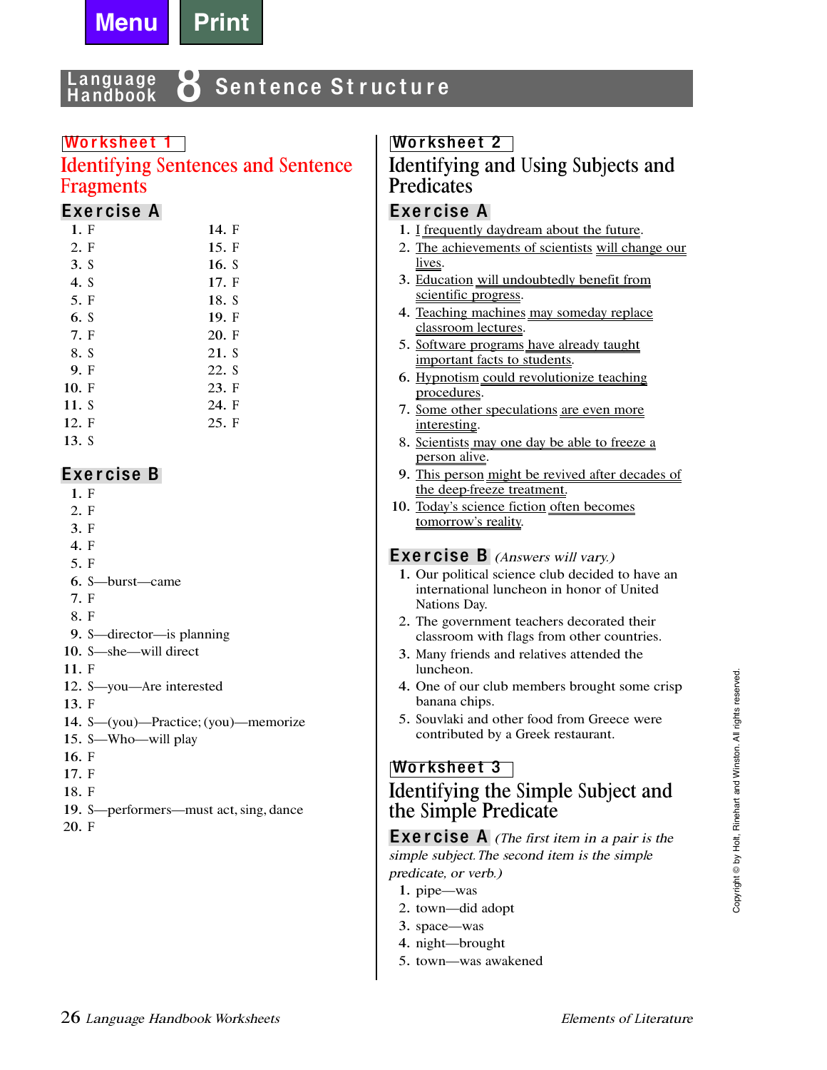# Language Handbook 8 Sentence Structure

## Worksheet 1

## Identifying Sentences and Sentence Fragments

### Exercise A

1. F
2. F
3. S
4. S
5. F
6. S
7. F
8. S
9. F
10. F
11. S
12. F
13. S
14. F
15. F
16. S
17. F
18. S
19. F
20. F
21. S
22. S
23. F
24. F
25. F

### Exercise B

1. F
2. F
3. F
4. F
5. F
6. S—burst—came
7. F
8. F
9. S—director—is planning
10. S—she—will direct
11. F
12. S—you—Are interested
13. F
14. S—(you)—Practice; (you)—memorize
15. S—Who—will play
16. F
17. F
18. F
19. S—performers—must act, sing, dance
20. F

## Worksheet 2

## Identifying and Using Subjects and Predicates

### Exercise A

1. I frequently daydream about the future.
2. The achievements of scientists will change our lives.
3. Education will undoubtedly benefit from scientific progress.
4. Teaching machines may someday replace classroom lectures.
5. Software programs have already taught important facts to students.
6. Hypnotism could revolutionize teaching procedures.
7. Some other speculations are even more interesting.
8. Scientists may one day be able to freeze a person alive.
9. This person might be revived after decades of the deep-freeze treatment.
10. Today's science fiction often becomes tomorrow's reality.

### Exercise B *(Answers will vary.)*

1. Our political science club decided to have an international luncheon in honor of United Nations Day.
2. The government teachers decorated their classroom with flags from other countries.
3. Many friends and relatives attended the luncheon.
4. One of our club members brought some crisp banana chips.
5. Souvlaki and other food from Greece were contributed by a Greek restaurant.

## Worksheet 3

## Identifying the Simple Subject and the Simple Predicate

### Exercise A *(The first item in a pair is the simple subject. The second item is the simple predicate, or verb.)*

1. pipe—was
2. town—did adopt
3. space—was
4. night—brought
5. town—was awakened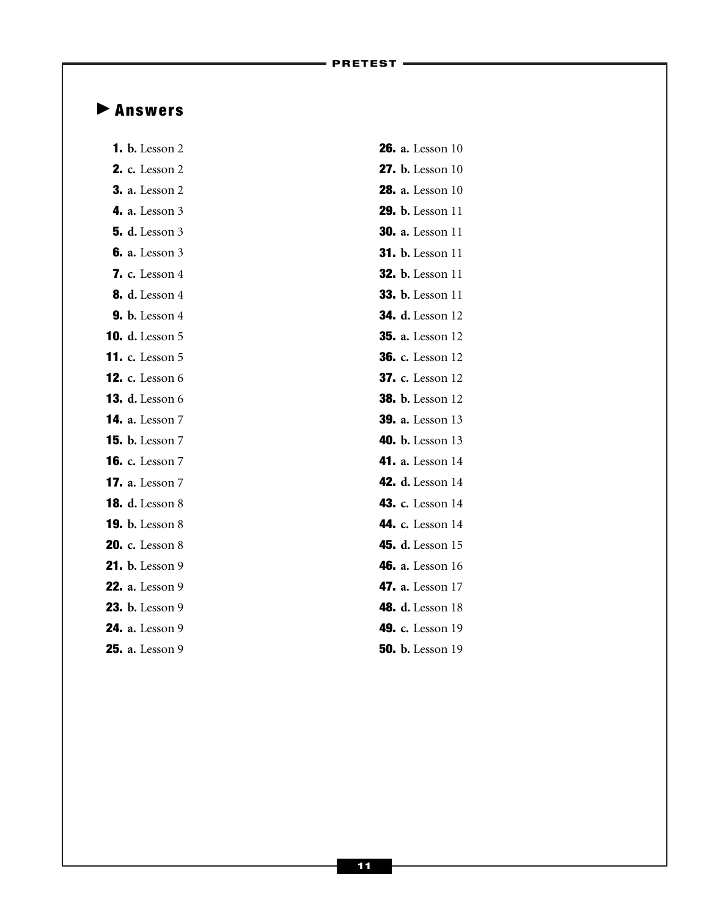## Answers

1. **b.** Lesson 2
2. **c.** Lesson 2
3. **a.** Lesson 2
4. **a.** Lesson 3
5. **d.** Lesson 3
6. **a.** Lesson 3
7. **c.** Lesson 4
8. **d.** Lesson 4
9. **b.** Lesson 4
10. **d.** Lesson 5
11. **c.** Lesson 5
12. **c.** Lesson 6
13. **d.** Lesson 6
14. **a.** Lesson 7
15. **b.** Lesson 7
16. **c.** Lesson 7
17. **a.** Lesson 7
18. **d.** Lesson 8
19. **b.** Lesson 8
20. **c.** Lesson 8
21. **b.** Lesson 9
22. **a.** Lesson 9
23. **b.** Lesson 9
24. **a.** Lesson 9
25. **a.** Lesson 9
26. **a.** Lesson 10
27. **b.** Lesson 10
28. **a.** Lesson 10
29. **b.** Lesson 11
30. **a.** Lesson 11
31. **b.** Lesson 11
32. **b.** Lesson 11
33. **b.** Lesson 11
34. **d.** Lesson 12
35. **a.** Lesson 12
36. **c.** Lesson 12
37. **c.** Lesson 12
38. **b.** Lesson 12
39. **a.** Lesson 13
40. **b.** Lesson 13
41. **a.** Lesson 14
42. **d.** Lesson 14
43. **c.** Lesson 14
44. **c.** Lesson 14
45. **d.** Lesson 15
46. **a.** Lesson 16
47. **a.** Lesson 17
48. **d.** Lesson 18
49. **c.** Lesson 19
50. **b.** Lesson 19